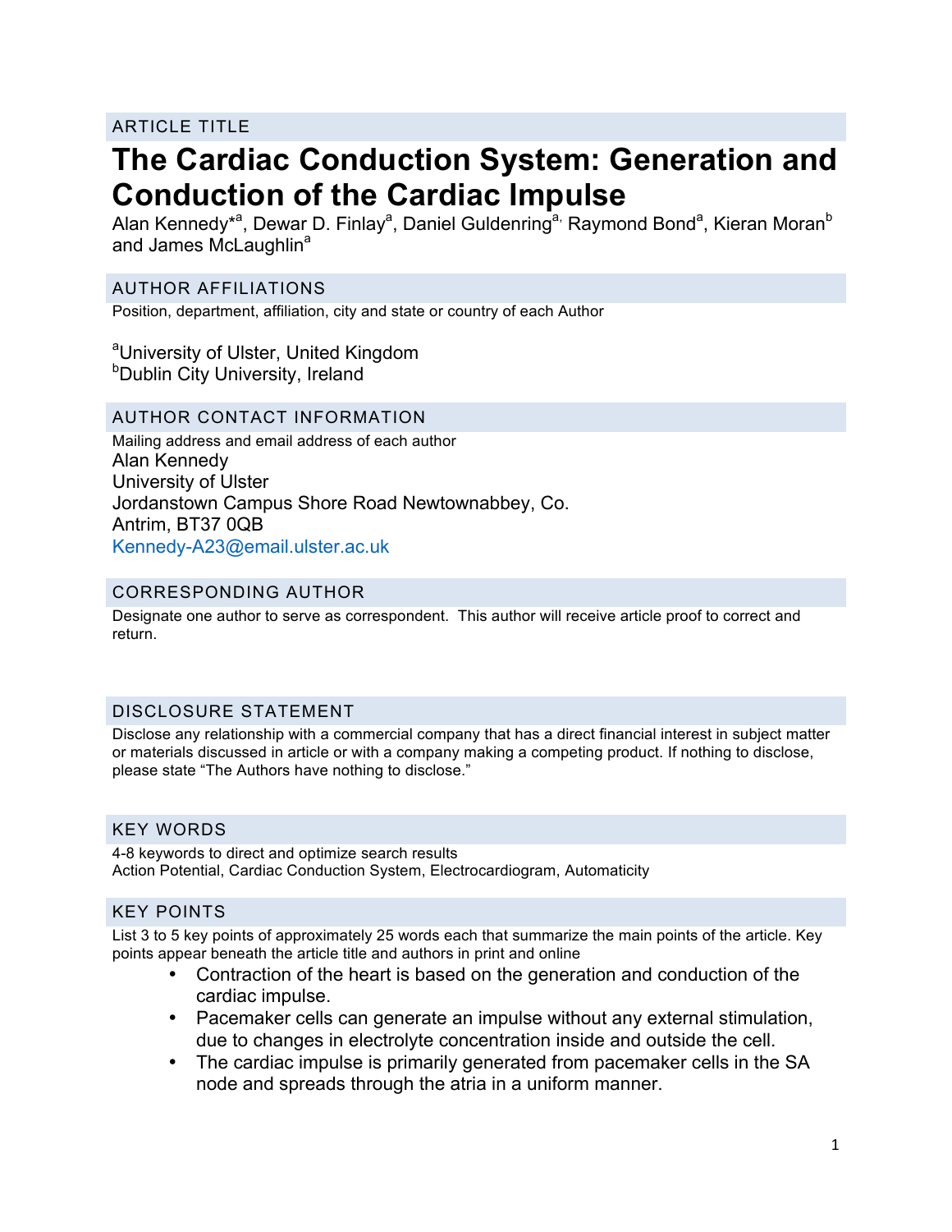## ARTICLE TITLE

# The Cardiac Conduction System: Generation and Conduction of the Cardiac Impulse

Alan Kennedy*[a], Dewar D. Finlay[a], Daniel Guldenring[a], Raymond Bond[a], Kieran Moran[b] and James McLaughlin[a]

## AUTHOR AFFILIATIONS

Position, department, affiliation, city and state or country of each Author

[a]University of Ulster, United Kingdom
[b]Dublin City University, Ireland

## AUTHOR CONTACT INFORMATION

Mailing address and email address of each author
Alan Kennedy
University of Ulster
Jordanstown Campus Shore Road Newtownabbey, Co.
Antrim, BT37 0QB
Kennedy-A23@email.ulster.ac.uk

## CORRESPONDING AUTHOR

Designate one author to serve as correspondent. This author will receive article proof to correct and return.

## DISCLOSURE STATEMENT

Disclose any relationship with a commercial company that has a direct financial interest in subject matter or materials discussed in article or with a company making a competing product. If nothing to disclose, please state "The Authors have nothing to disclose."

## KEY WORDS

4-8 keywords to direct and optimize search results
Action Potential, Cardiac Conduction System, Electrocardiogram, Automaticity

## KEY POINTS

List 3 to 5 key points of approximately 25 words each that summarize the main points of the article. Key points appear beneath the article title and authors in print and online

- Contraction of the heart is based on the generation and conduction of the cardiac impulse.
- Pacemaker cells can generate an impulse without any external stimulation, due to changes in electrolyte concentration inside and outside the cell.
- The cardiac impulse is primarily generated from pacemaker cells in the SA node and spreads through the atria in a uniform manner.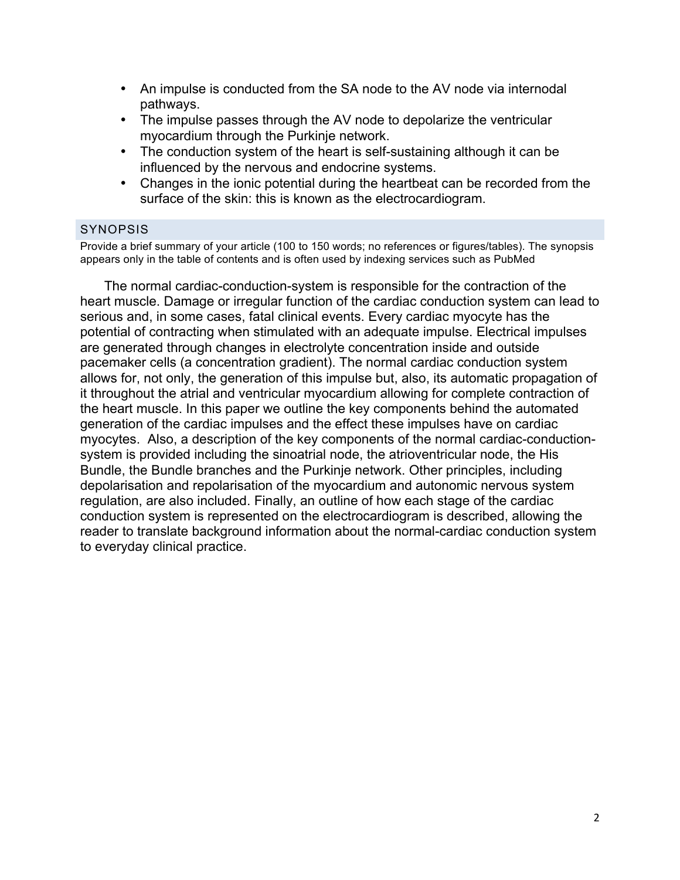- An impulse is conducted from the SA node to the AV node via internodal pathways.
- The impulse passes through the AV node to depolarize the ventricular myocardium through the Purkinje network.
- The conduction system of the heart is self-sustaining although it can be influenced by the nervous and endocrine systems.
- Changes in the ionic potential during the heartbeat can be recorded from the surface of the skin: this is known as the electrocardiogram.

## SYNOPSIS

Provide a brief summary of your article (100 to 150 words; no references or figures/tables). The synopsis appears only in the table of contents and is often used by indexing services such as PubMed

The normal cardiac-conduction-system is responsible for the contraction of the heart muscle. Damage or irregular function of the cardiac conduction system can lead to serious and, in some cases, fatal clinical events. Every cardiac myocyte has the potential of contracting when stimulated with an adequate impulse. Electrical impulses are generated through changes in electrolyte concentration inside and outside pacemaker cells (a concentration gradient). The normal cardiac conduction system allows for, not only, the generation of this impulse but, also, its automatic propagation of it throughout the atrial and ventricular myocardium allowing for complete contraction of the heart muscle. In this paper we outline the key components behind the automated generation of the cardiac impulses and the effect these impulses have on cardiac myocytes. Also, a description of the key components of the normal cardiac-conduction-system is provided including the sinoatrial node, the atrioventricular node, the His Bundle, the Bundle branches and the Purkinje network. Other principles, including depolarisation and repolarisation of the myocardium and autonomic nervous system regulation, are also included. Finally, an outline of how each stage of the cardiac conduction system is represented on the electrocardiogram is described, allowing the reader to translate background information about the normal-cardiac conduction system to everyday clinical practice.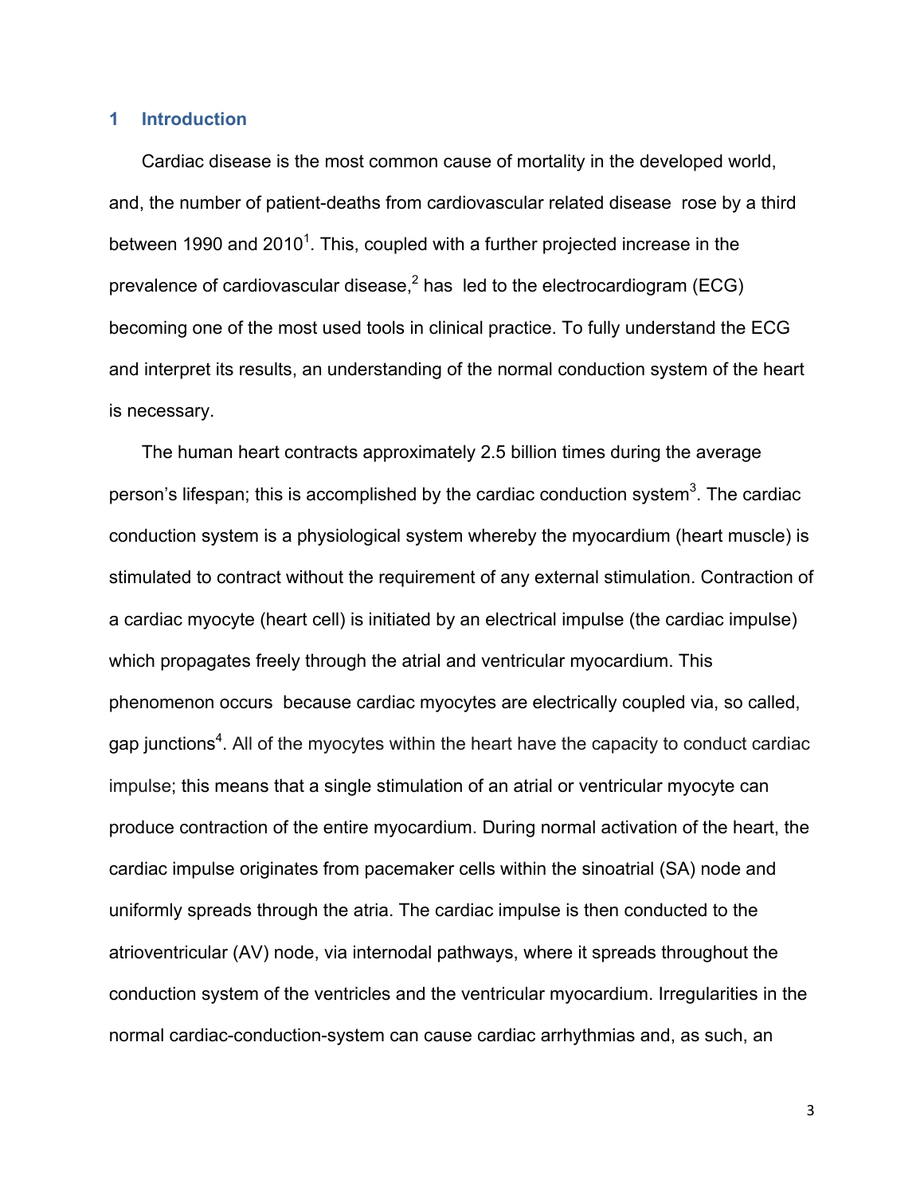## 1 Introduction

Cardiac disease is the most common cause of mortality in the developed world, and, the number of patient-deaths from cardiovascular related disease rose by a third between 1990 and 2010[1]. This, coupled with a further projected increase in the prevalence of cardiovascular disease,[2] has led to the electrocardiogram (ECG) becoming one of the most used tools in clinical practice. To fully understand the ECG and interpret its results, an understanding of the normal conduction system of the heart is necessary.

The human heart contracts approximately 2.5 billion times during the average person's lifespan; this is accomplished by the cardiac conduction system[3]. The cardiac conduction system is a physiological system whereby the myocardium (heart muscle) is stimulated to contract without the requirement of any external stimulation. Contraction of a cardiac myocyte (heart cell) is initiated by an electrical impulse (the cardiac impulse) which propagates freely through the atrial and ventricular myocardium. This phenomenon occurs because cardiac myocytes are electrically coupled via, so called, gap junctions[4]. All of the myocytes within the heart have the capacity to conduct cardiac impulse; this means that a single stimulation of an atrial or ventricular myocyte can produce contraction of the entire myocardium. During normal activation of the heart, the cardiac impulse originates from pacemaker cells within the sinoatrial (SA) node and uniformly spreads through the atria. The cardiac impulse is then conducted to the atrioventricular (AV) node, via internodal pathways, where it spreads throughout the conduction system of the ventricles and the ventricular myocardium. Irregularities in the normal cardiac-conduction-system can cause cardiac arrhythmias and, as such, an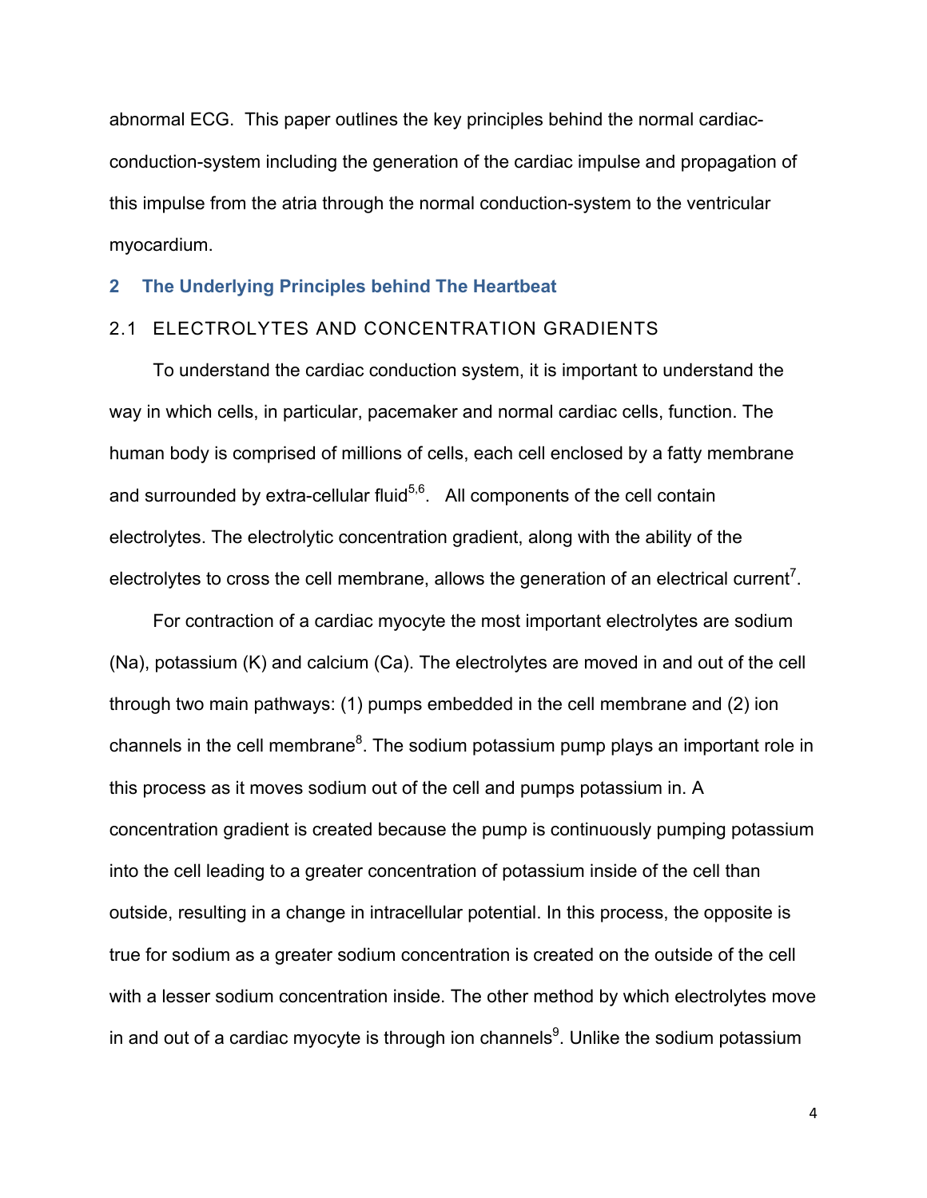abnormal ECG. This paper outlines the key principles behind the normal cardiac-conduction-system including the generation of the cardiac impulse and propagation of this impulse from the atria through the normal conduction-system to the ventricular myocardium.

## 2 The Underlying Principles behind The Heartbeat

### 2.1 ELECTROLYTES AND CONCENTRATION GRADIENTS

To understand the cardiac conduction system, it is important to understand the way in which cells, in particular, pacemaker and normal cardiac cells, function. The human body is comprised of millions of cells, each cell enclosed by a fatty membrane and surrounded by extra-cellular fluid[5,6]. All components of the cell contain electrolytes. The electrolytic concentration gradient, along with the ability of the electrolytes to cross the cell membrane, allows the generation of an electrical current[7].

For contraction of a cardiac myocyte the most important electrolytes are sodium (Na), potassium (K) and calcium (Ca). The electrolytes are moved in and out of the cell through two main pathways: (1) pumps embedded in the cell membrane and (2) ion channels in the cell membrane[8]. The sodium potassium pump plays an important role in this process as it moves sodium out of the cell and pumps potassium in. A concentration gradient is created because the pump is continuously pumping potassium into the cell leading to a greater concentration of potassium inside of the cell than outside, resulting in a change in intracellular potential. In this process, the opposite is true for sodium as a greater sodium concentration is created on the outside of the cell with a lesser sodium concentration inside. The other method by which electrolytes move in and out of a cardiac myocyte is through ion channels[9]. Unlike the sodium potassium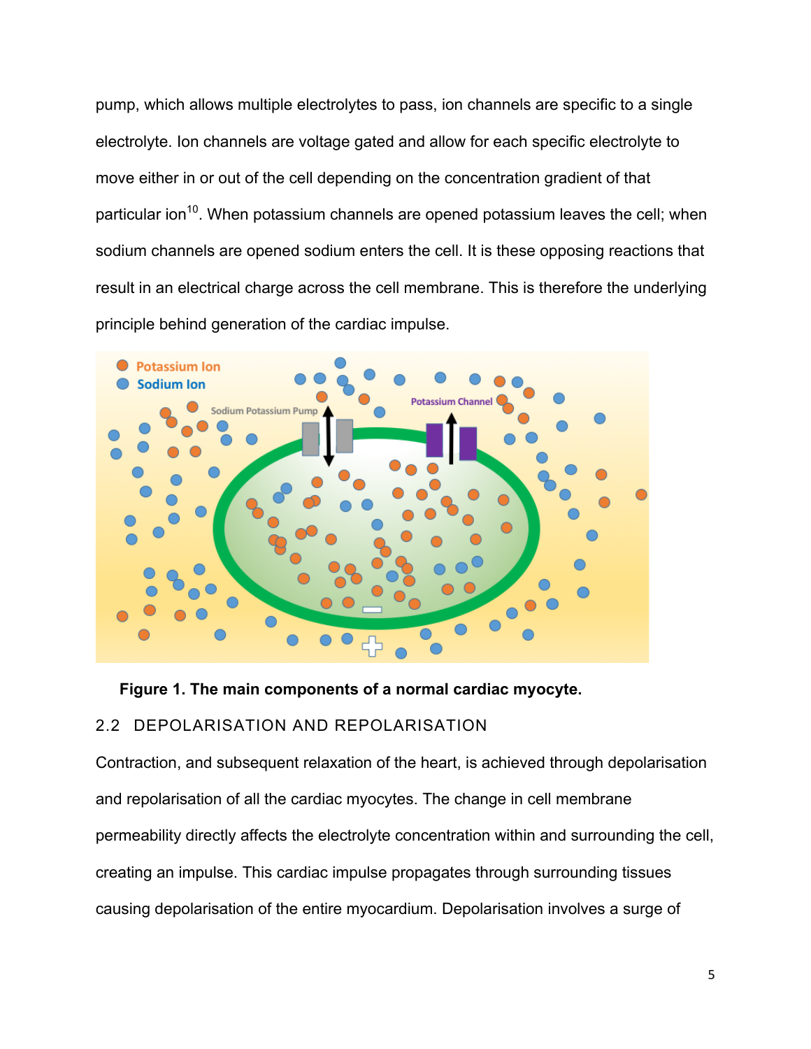pump, which allows multiple electrolytes to pass, ion channels are specific to a single electrolyte. Ion channels are voltage gated and allow for each specific electrolyte to move either in or out of the cell depending on the concentration gradient of that particular ion[10]. When potassium channels are opened potassium leaves the cell; when sodium channels are opened sodium enters the cell. It is these opposing reactions that result in an electrical charge across the cell membrane. This is therefore the underlying principle behind generation of the cardiac impulse.

**Figure 1. The main components of a normal cardiac myocyte.**

## 2.2 DEPOLARISATION AND REPOLARISATION

Contraction, and subsequent relaxation of the heart, is achieved through depolarisation and repolarisation of all the cardiac myocytes. The change in cell membrane permeability directly affects the electrolyte concentration within and surrounding the cell, creating an impulse. This cardiac impulse propagates through surrounding tissues causing depolarisation of the entire myocardium. Depolarisation involves a surge of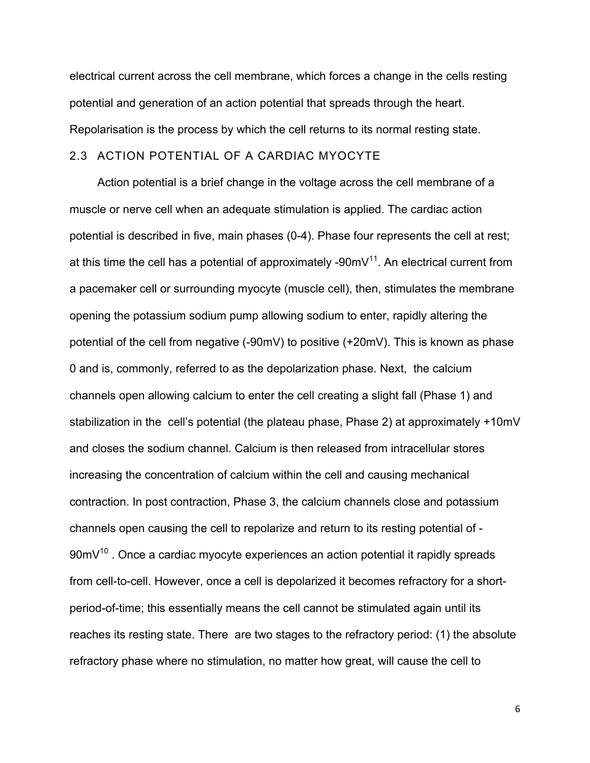electrical current across the cell membrane, which forces a change in the cells resting potential and generation of an action potential that spreads through the heart. Repolarisation is the process by which the cell returns to its normal resting state.

## 2.3 ACTION POTENTIAL OF A CARDIAC MYOCYTE

Action potential is a brief change in the voltage across the cell membrane of a muscle or nerve cell when an adequate stimulation is applied. The cardiac action potential is described in five, main phases (0-4). Phase four represents the cell at rest; at this time the cell has a potential of approximately -90mV[11]. An electrical current from a pacemaker cell or surrounding myocyte (muscle cell), then, stimulates the membrane opening the potassium sodium pump allowing sodium to enter, rapidly altering the potential of the cell from negative (-90mV) to positive (+20mV). This is known as phase 0 and is, commonly, referred to as the depolarization phase. Next, the calcium channels open allowing calcium to enter the cell creating a slight fall (Phase 1) and stabilization in the cell's potential (the plateau phase, Phase 2) at approximately +10mV and closes the sodium channel. Calcium is then released from intracellular stores increasing the concentration of calcium within the cell and causing mechanical contraction. In post contraction, Phase 3, the calcium channels close and potassium channels open causing the cell to repolarize and return to its resting potential of -90mV[10] . Once a cardiac myocyte experiences an action potential it rapidly spreads from cell-to-cell. However, once a cell is depolarized it becomes refractory for a short-period-of-time; this essentially means the cell cannot be stimulated again until its reaches its resting state. There are two stages to the refractory period: (1) the absolute refractory phase where no stimulation, no matter how great, will cause the cell to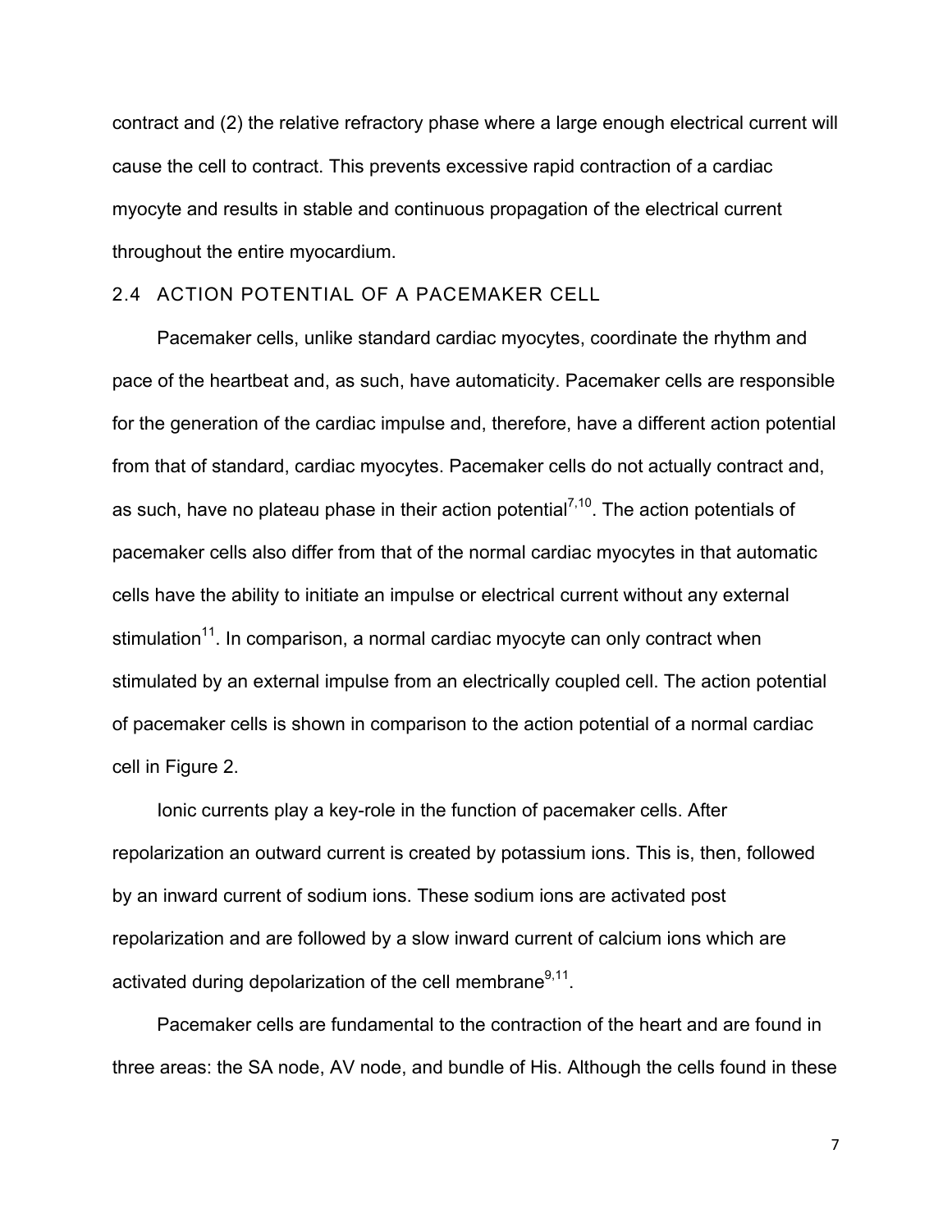contract and (2) the relative refractory phase where a large enough electrical current will cause the cell to contract. This prevents excessive rapid contraction of a cardiac myocyte and results in stable and continuous propagation of the electrical current throughout the entire myocardium.

## 2.4 ACTION POTENTIAL OF A PACEMAKER CELL

Pacemaker cells, unlike standard cardiac myocytes, coordinate the rhythm and pace of the heartbeat and, as such, have automaticity. Pacemaker cells are responsible for the generation of the cardiac impulse and, therefore, have a different action potential from that of standard, cardiac myocytes. Pacemaker cells do not actually contract and, as such, have no plateau phase in their action potential[7,10]. The action potentials of pacemaker cells also differ from that of the normal cardiac myocytes in that automatic cells have the ability to initiate an impulse or electrical current without any external stimulation[11]. In comparison, a normal cardiac myocyte can only contract when stimulated by an external impulse from an electrically coupled cell. The action potential of pacemaker cells is shown in comparison to the action potential of a normal cardiac cell in Figure 2.

Ionic currents play a key-role in the function of pacemaker cells. After repolarization an outward current is created by potassium ions. This is, then, followed by an inward current of sodium ions. These sodium ions are activated post repolarization and are followed by a slow inward current of calcium ions which are activated during depolarization of the cell membrane[9,11].

Pacemaker cells are fundamental to the contraction of the heart and are found in three areas: the SA node, AV node, and bundle of His. Although the cells found in these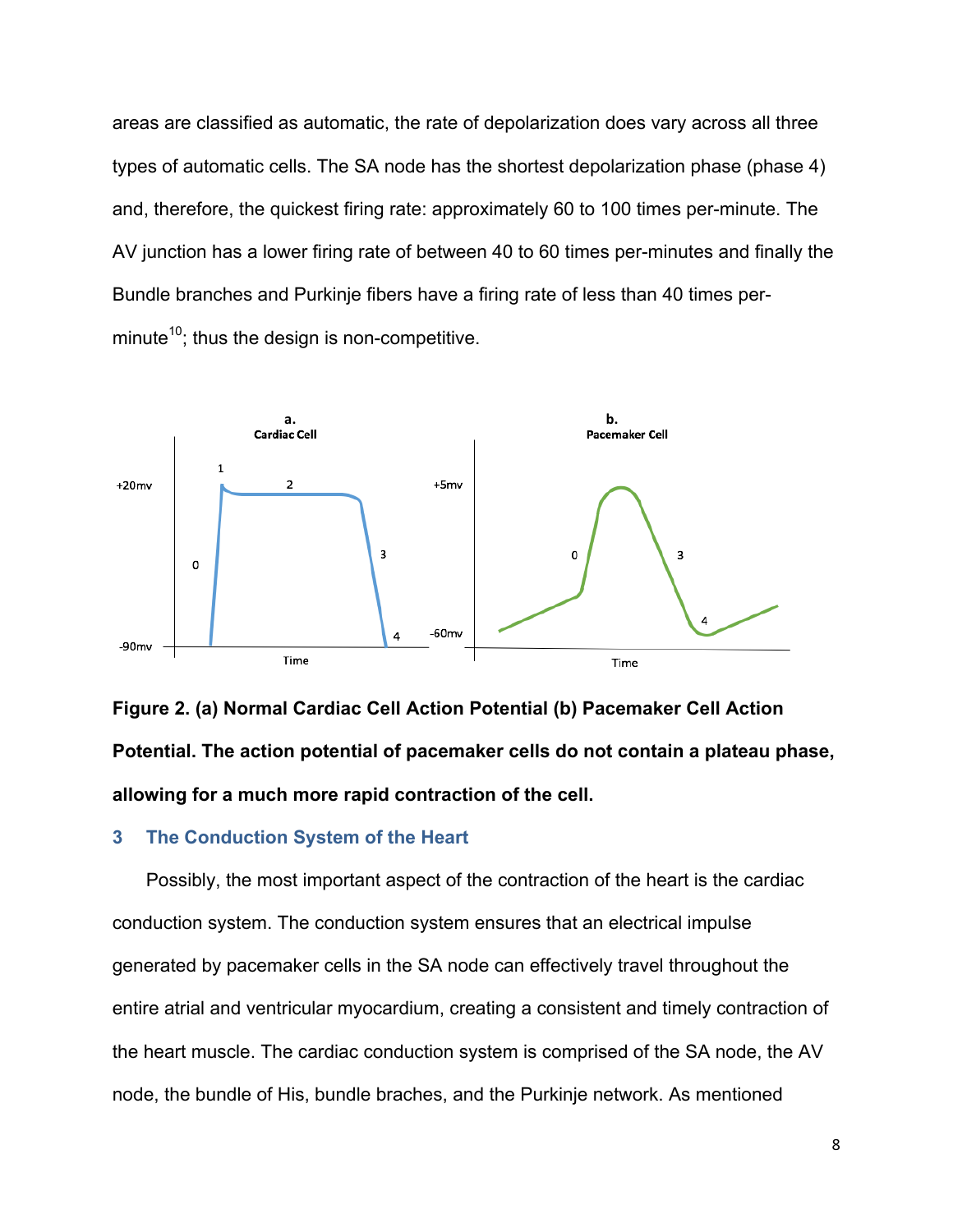areas are classified as automatic, the rate of depolarization does vary across all three types of automatic cells. The SA node has the shortest depolarization phase (phase 4) and, therefore, the quickest firing rate: approximately 60 to 100 times per-minute. The AV junction has a lower firing rate of between 40 to 60 times per-minutes and finally the Bundle branches and Purkinje fibers have a firing rate of less than 40 times per-minute[10]; thus the design is non-competitive.

**Figure 2. (a) Normal Cardiac Cell Action Potential (b) Pacemaker Cell Action Potential. The action potential of pacemaker cells do not contain a plateau phase, allowing for a much more rapid contraction of the cell.**

## 3 The Conduction System of the Heart

Possibly, the most important aspect of the contraction of the heart is the cardiac conduction system. The conduction system ensures that an electrical impulse generated by pacemaker cells in the SA node can effectively travel throughout the entire atrial and ventricular myocardium, creating a consistent and timely contraction of the heart muscle. The cardiac conduction system is comprised of the SA node, the AV node, the bundle of His, bundle braches, and the Purkinje network. As mentioned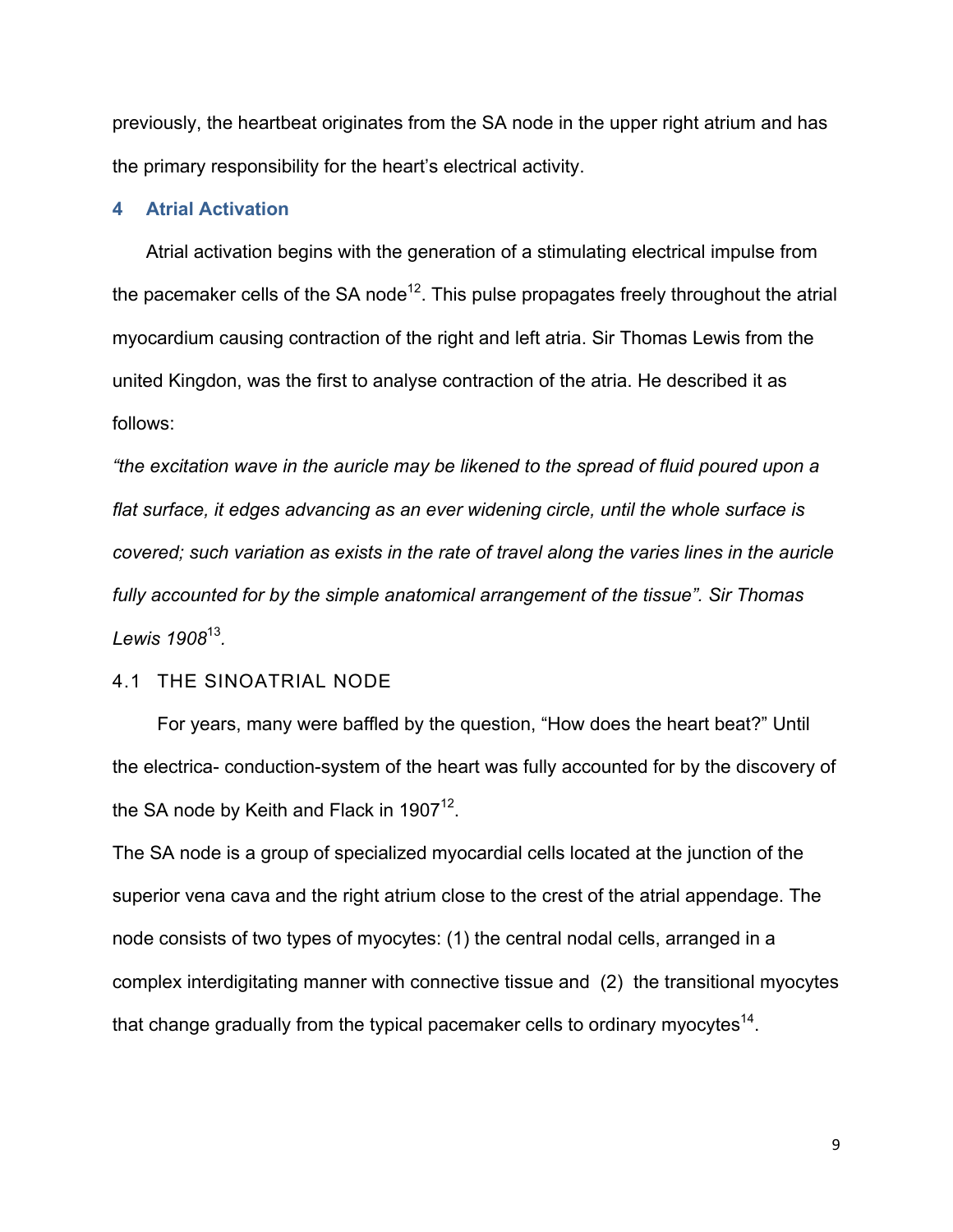previously, the heartbeat originates from the SA node in the upper right atrium and has the primary responsibility for the heart's electrical activity.

## 4 Atrial Activation

Atrial activation begins with the generation of a stimulating electrical impulse from the pacemaker cells of the SA node[12]. This pulse propagates freely throughout the atrial myocardium causing contraction of the right and left atria. Sir Thomas Lewis from the united Kingdon, was the first to analyse contraction of the atria. He described it as follows:

*"the excitation wave in the auricle may be likened to the spread of fluid poured upon a flat surface, it edges advancing as an ever widening circle, until the whole surface is covered; such variation as exists in the rate of travel along the varies lines in the auricle fully accounted for by the simple anatomical arrangement of the tissue". Sir Thomas Lewis 1908[13].*

### 4.1 THE SINOATRIAL NODE

For years, many were baffled by the question, "How does the heart beat?" Until the electrica- conduction-system of the heart was fully accounted for by the discovery of the SA node by Keith and Flack in 1907[12].

The SA node is a group of specialized myocardial cells located at the junction of the superior vena cava and the right atrium close to the crest of the atrial appendage. The node consists of two types of myocytes: (1) the central nodal cells, arranged in a complex interdigitating manner with connective tissue and (2) the transitional myocytes that change gradually from the typical pacemaker cells to ordinary myocytes[14].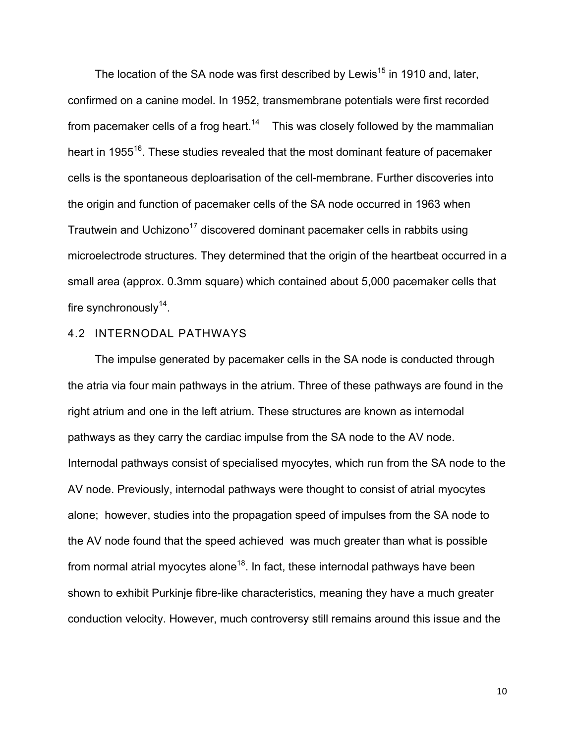The location of the SA node was first described by Lewis[15] in 1910 and, later, confirmed on a canine model. In 1952, transmembrane potentials were first recorded from pacemaker cells of a frog heart.[14] This was closely followed by the mammalian heart in 1955[16]. These studies revealed that the most dominant feature of pacemaker cells is the spontaneous deploarisation of the cell-membrane. Further discoveries into the origin and function of pacemaker cells of the SA node occurred in 1963 when Trautwein and Uchizono[17] discovered dominant pacemaker cells in rabbits using microelectrode structures. They determined that the origin of the heartbeat occurred in a small area (approx. 0.3mm square) which contained about 5,000 pacemaker cells that fire synchronously[14].

## 4.2 INTERNODAL PATHWAYS

The impulse generated by pacemaker cells in the SA node is conducted through the atria via four main pathways in the atrium. Three of these pathways are found in the right atrium and one in the left atrium. These structures are known as internodal pathways as they carry the cardiac impulse from the SA node to the AV node. Internodal pathways consist of specialised myocytes, which run from the SA node to the AV node. Previously, internodal pathways were thought to consist of atrial myocytes alone; however, studies into the propagation speed of impulses from the SA node to the AV node found that the speed achieved was much greater than what is possible from normal atrial myocytes alone[18]. In fact, these internodal pathways have been shown to exhibit Purkinje fibre-like characteristics, meaning they have a much greater conduction velocity. However, much controversy still remains around this issue and the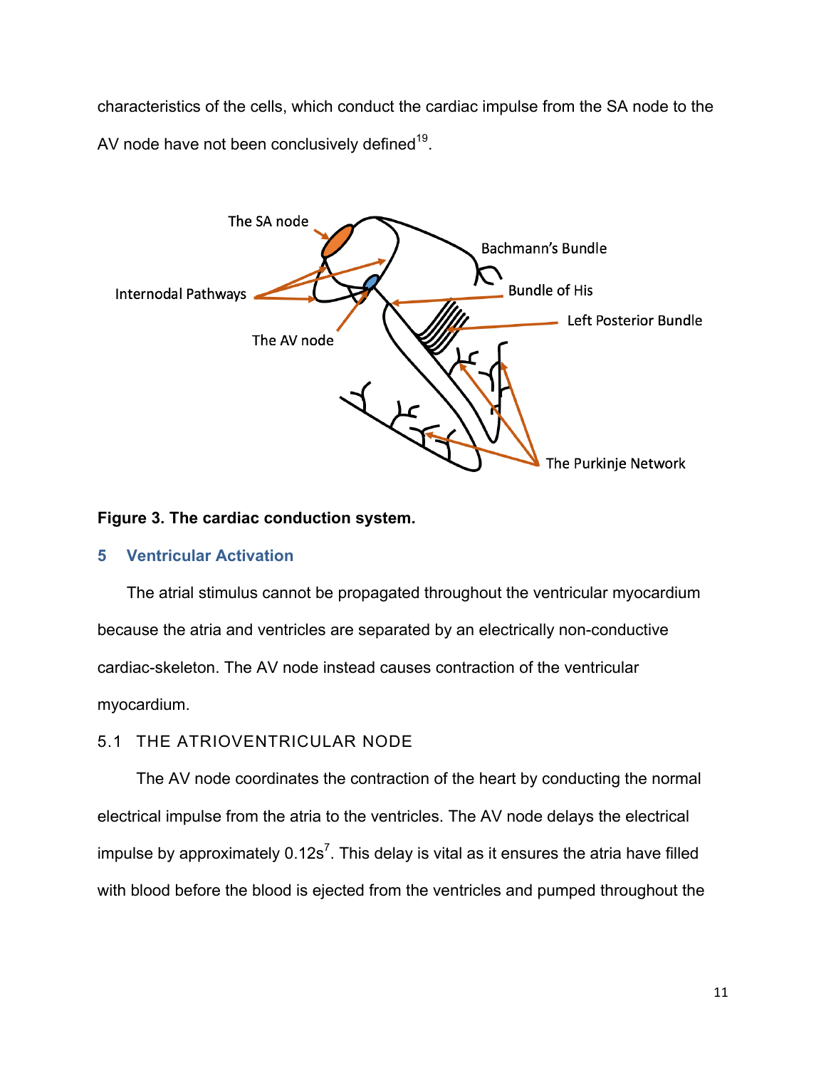characteristics of the cells, which conduct the cardiac impulse from the SA node to the AV node have not been conclusively defined[19].

**Figure 3. The cardiac conduction system.**

## 5 Ventricular Activation

The atrial stimulus cannot be propagated throughout the ventricular myocardium because the atria and ventricles are separated by an electrically non-conductive cardiac-skeleton. The AV node instead causes contraction of the ventricular myocardium.

### 5.1 THE ATRIOVENTRICULAR NODE

The AV node coordinates the contraction of the heart by conducting the normal electrical impulse from the atria to the ventricles. The AV node delays the electrical impulse by approximately 0.12s[7]. This delay is vital as it ensures the atria have filled with blood before the blood is ejected from the ventricles and pumped throughout the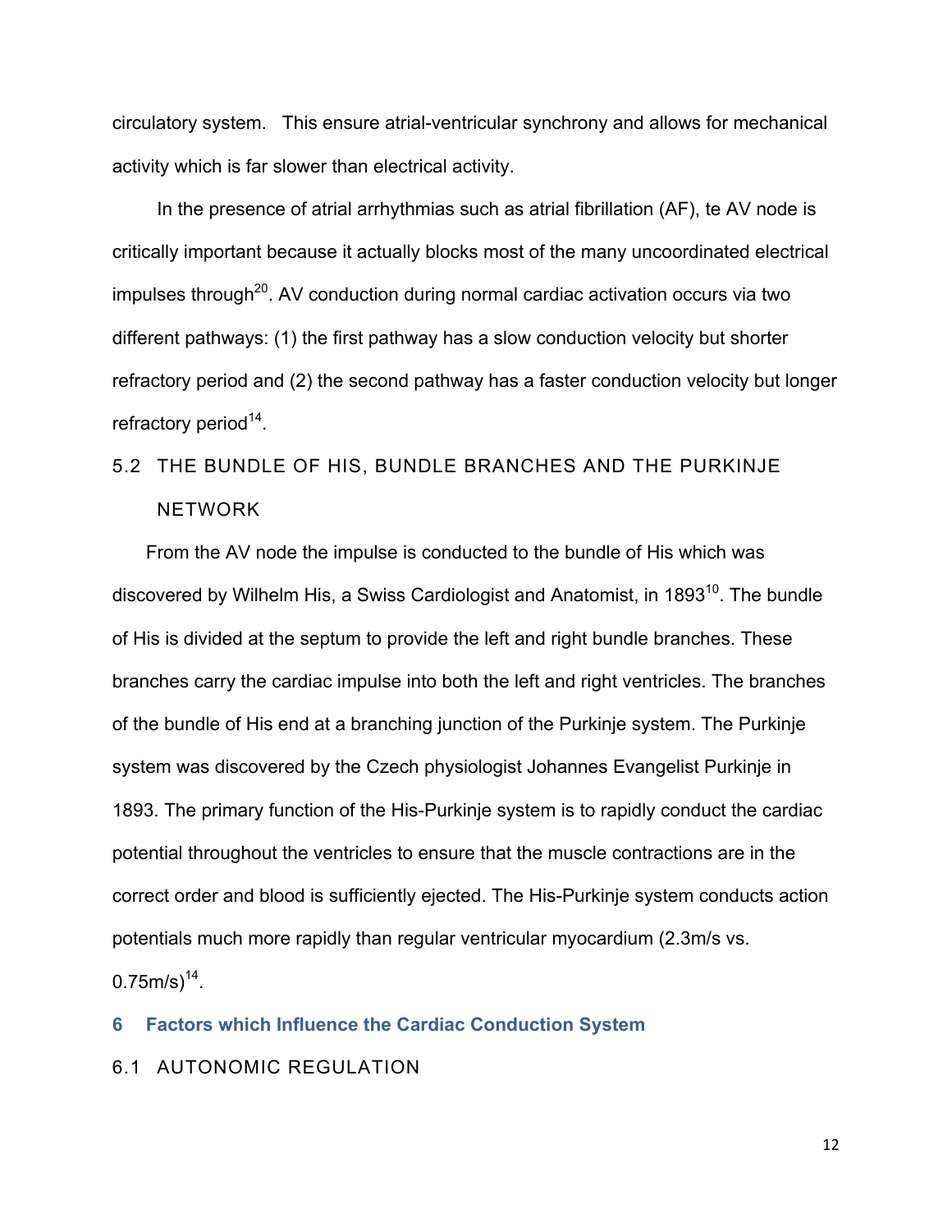circulatory system. This ensure atrial-ventricular synchrony and allows for mechanical activity which is far slower than electrical activity.

In the presence of atrial arrhythmias such as atrial fibrillation (AF), te AV node is critically important because it actually blocks most of the many uncoordinated electrical impulses through[20]. AV conduction during normal cardiac activation occurs via two different pathways: (1) the first pathway has a slow conduction velocity but shorter refractory period and (2) the second pathway has a faster conduction velocity but longer refractory period[14].

### 5.2 THE BUNDLE OF HIS, BUNDLE BRANCHES AND THE PURKINJE NETWORK

From the AV node the impulse is conducted to the bundle of His which was discovered by Wilhelm His, a Swiss Cardiologist and Anatomist, in 1893[10]. The bundle of His is divided at the septum to provide the left and right bundle branches. These branches carry the cardiac impulse into both the left and right ventricles. The branches of the bundle of His end at a branching junction of the Purkinje system. The Purkinje system was discovered by the Czech physiologist Johannes Evangelist Purkinje in 1893. The primary function of the His-Purkinje system is to rapidly conduct the cardiac potential throughout the ventricles to ensure that the muscle contractions are in the correct order and blood is sufficiently ejected. The His-Purkinje system conducts action potentials much more rapidly than regular ventricular myocardium (2.3m/s vs. 0.75m/s)[14].

## 6 Factors which Influence the Cardiac Conduction System

### 6.1 AUTONOMIC REGULATION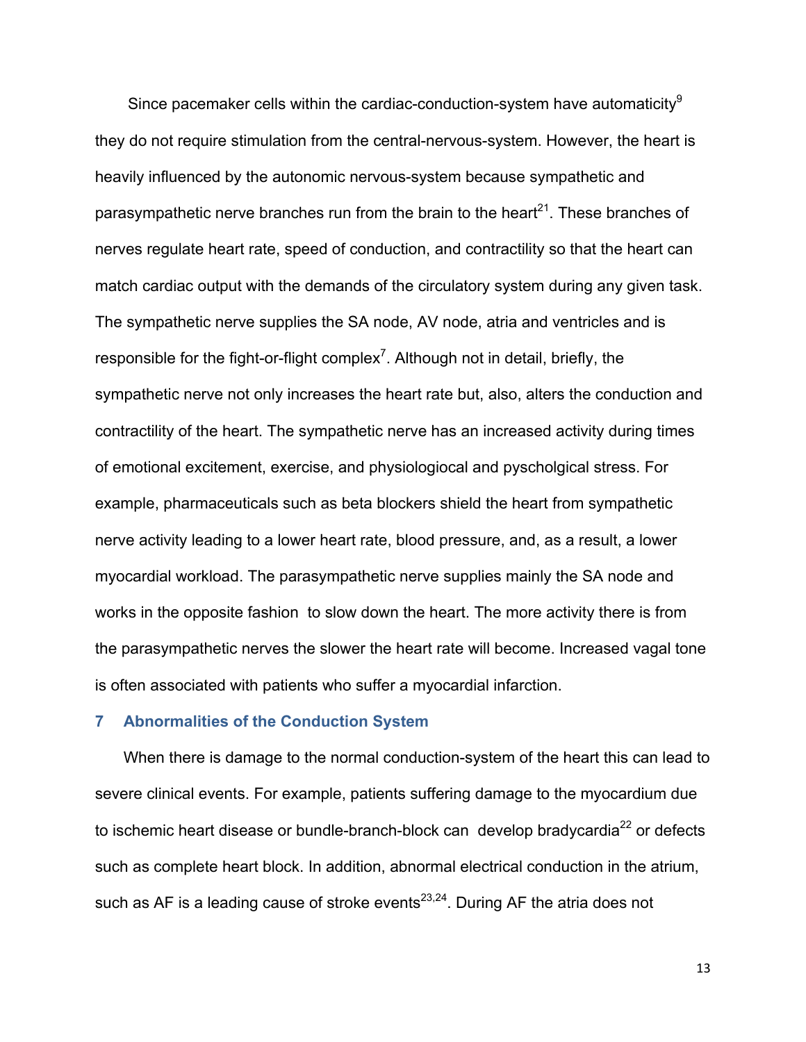Since pacemaker cells within the cardiac-conduction-system have automaticity[9] they do not require stimulation from the central-nervous-system. However, the heart is heavily influenced by the autonomic nervous-system because sympathetic and parasympathetic nerve branches run from the brain to the heart[21]. These branches of nerves regulate heart rate, speed of conduction, and contractility so that the heart can match cardiac output with the demands of the circulatory system during any given task. The sympathetic nerve supplies the SA node, AV node, atria and ventricles and is responsible for the fight-or-flight complex[7]. Although not in detail, briefly, the sympathetic nerve not only increases the heart rate but, also, alters the conduction and contractility of the heart. The sympathetic nerve has an increased activity during times of emotional excitement, exercise, and physiologiocal and pyscholgical stress. For example, pharmaceuticals such as beta blockers shield the heart from sympathetic nerve activity leading to a lower heart rate, blood pressure, and, as a result, a lower myocardial workload. The parasympathetic nerve supplies mainly the SA node and works in the opposite fashion to slow down the heart. The more activity there is from the parasympathetic nerves the slower the heart rate will become. Increased vagal tone is often associated with patients who suffer a myocardial infarction.

## 7 Abnormalities of the Conduction System

When there is damage to the normal conduction-system of the heart this can lead to severe clinical events. For example, patients suffering damage to the myocardium due to ischemic heart disease or bundle-branch-block can develop bradycardia[22] or defects such as complete heart block. In addition, abnormal electrical conduction in the atrium, such as AF is a leading cause of stroke events[23,24]. During AF the atria does not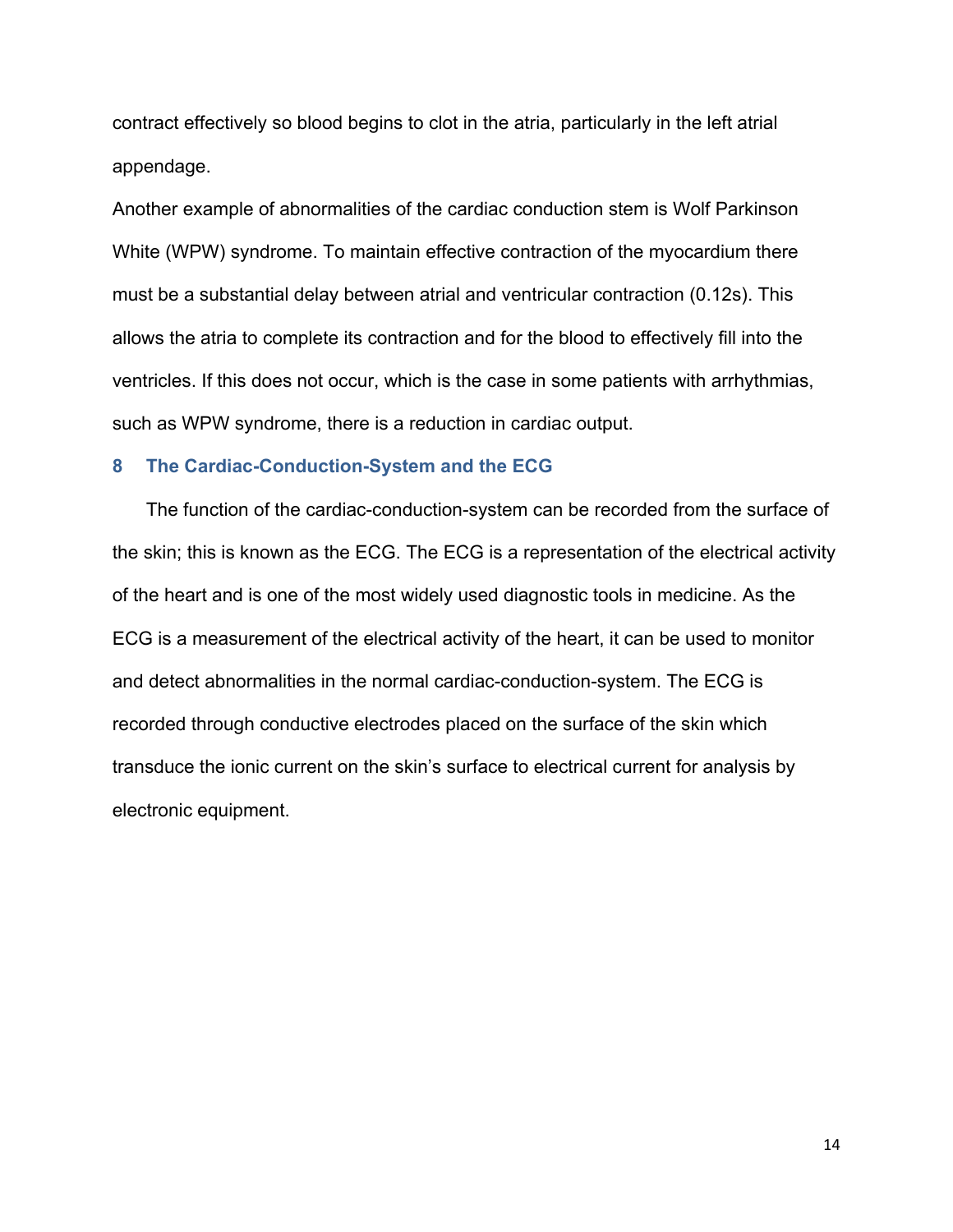contract effectively so blood begins to clot in the atria, particularly in the left atrial appendage.

Another example of abnormalities of the cardiac conduction stem is Wolf Parkinson White (WPW) syndrome. To maintain effective contraction of the myocardium there must be a substantial delay between atrial and ventricular contraction (0.12s). This allows the atria to complete its contraction and for the blood to effectively fill into the ventricles. If this does not occur, which is the case in some patients with arrhythmias, such as WPW syndrome, there is a reduction in cardiac output.

## 8 The Cardiac-Conduction-System and the ECG

The function of the cardiac-conduction-system can be recorded from the surface of the skin; this is known as the ECG. The ECG is a representation of the electrical activity of the heart and is one of the most widely used diagnostic tools in medicine. As the ECG is a measurement of the electrical activity of the heart, it can be used to monitor and detect abnormalities in the normal cardiac-conduction-system. The ECG is recorded through conductive electrodes placed on the surface of the skin which transduce the ionic current on the skin's surface to electrical current for analysis by electronic equipment.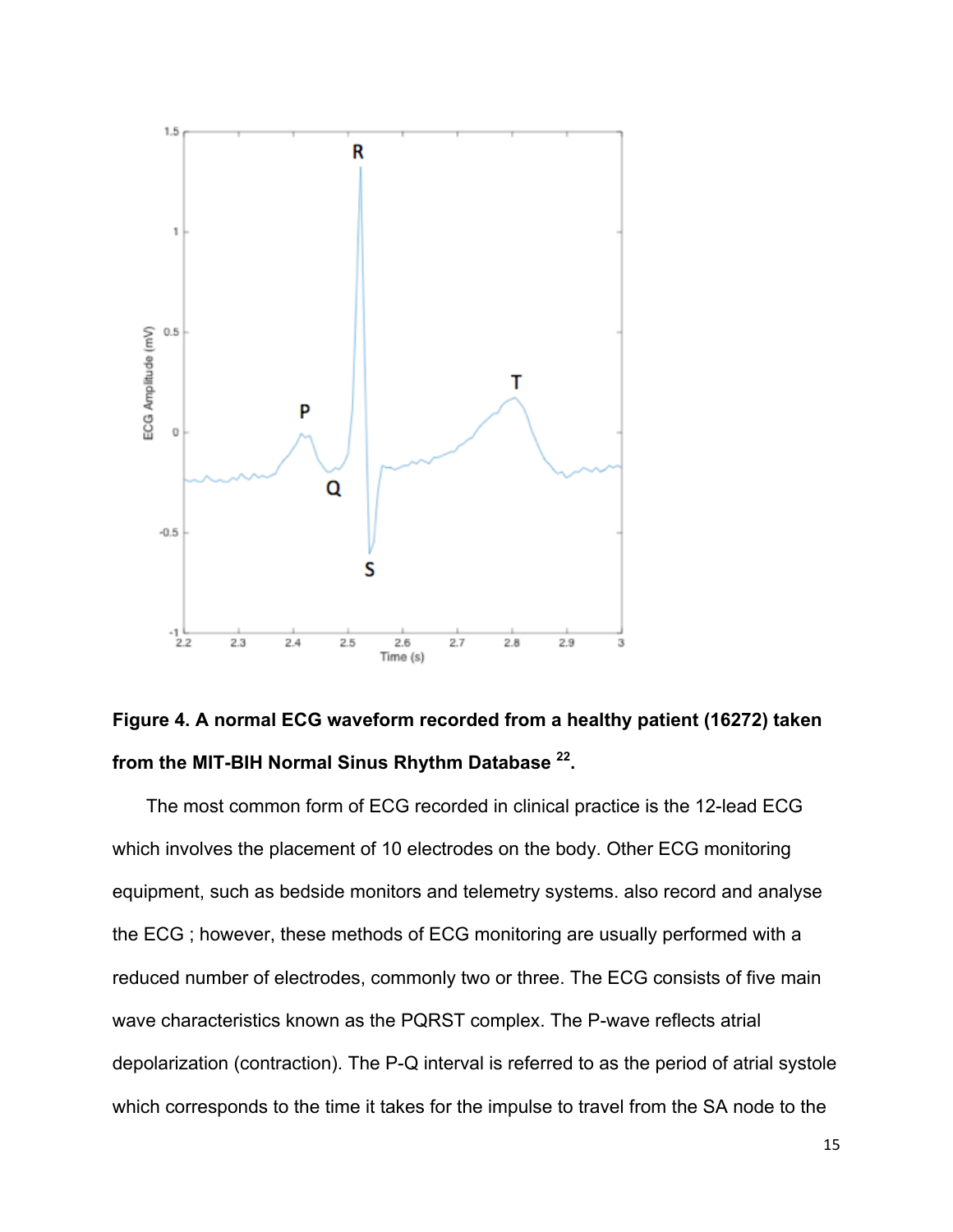**Figure 4. A normal ECG waveform recorded from a healthy patient (16272) taken from the MIT-BIH Normal Sinus Rhythm Database [22].**

The most common form of ECG recorded in clinical practice is the 12-lead ECG which involves the placement of 10 electrodes on the body. Other ECG monitoring equipment, such as bedside monitors and telemetry systems. also record and analyse the ECG ; however, these methods of ECG monitoring are usually performed with a reduced number of electrodes, commonly two or three. The ECG consists of five main wave characteristics known as the PQRST complex. The P-wave reflects atrial depolarization (contraction). The P-Q interval is referred to as the period of atrial systole which corresponds to the time it takes for the impulse to travel from the SA node to the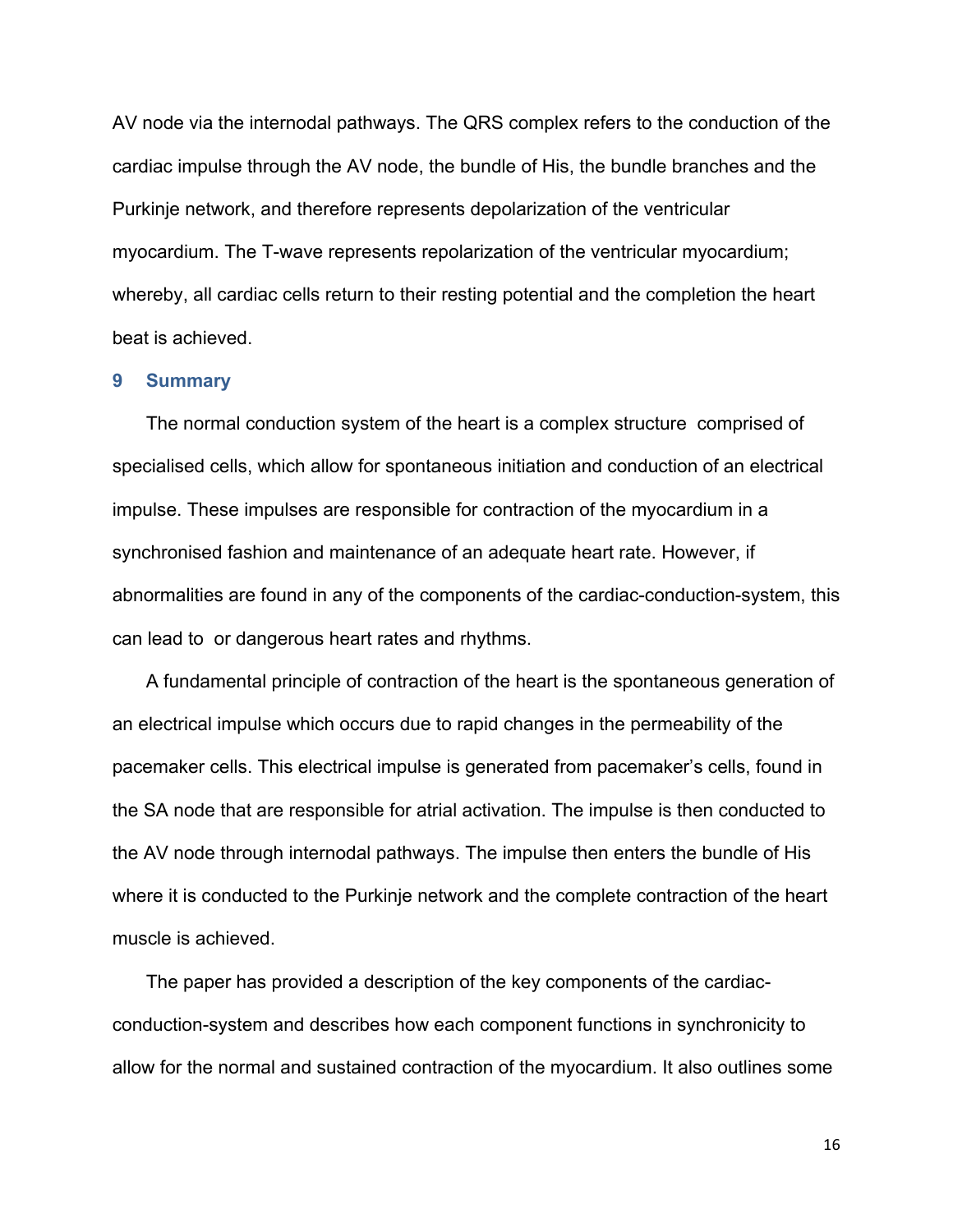AV node via the internodal pathways. The QRS complex refers to the conduction of the cardiac impulse through the AV node, the bundle of His, the bundle branches and the Purkinje network, and therefore represents depolarization of the ventricular myocardium. The T-wave represents repolarization of the ventricular myocardium; whereby, all cardiac cells return to their resting potential and the completion the heart beat is achieved.

## 9 Summary

The normal conduction system of the heart is a complex structure comprised of specialised cells, which allow for spontaneous initiation and conduction of an electrical impulse. These impulses are responsible for contraction of the myocardium in a synchronised fashion and maintenance of an adequate heart rate. However, if abnormalities are found in any of the components of the cardiac-conduction-system, this can lead to or dangerous heart rates and rhythms.

A fundamental principle of contraction of the heart is the spontaneous generation of an electrical impulse which occurs due to rapid changes in the permeability of the pacemaker cells. This electrical impulse is generated from pacemaker's cells, found in the SA node that are responsible for atrial activation. The impulse is then conducted to the AV node through internodal pathways. The impulse then enters the bundle of His where it is conducted to the Purkinje network and the complete contraction of the heart muscle is achieved.

The paper has provided a description of the key components of the cardiac-conduction-system and describes how each component functions in synchronicity to allow for the normal and sustained contraction of the myocardium. It also outlines some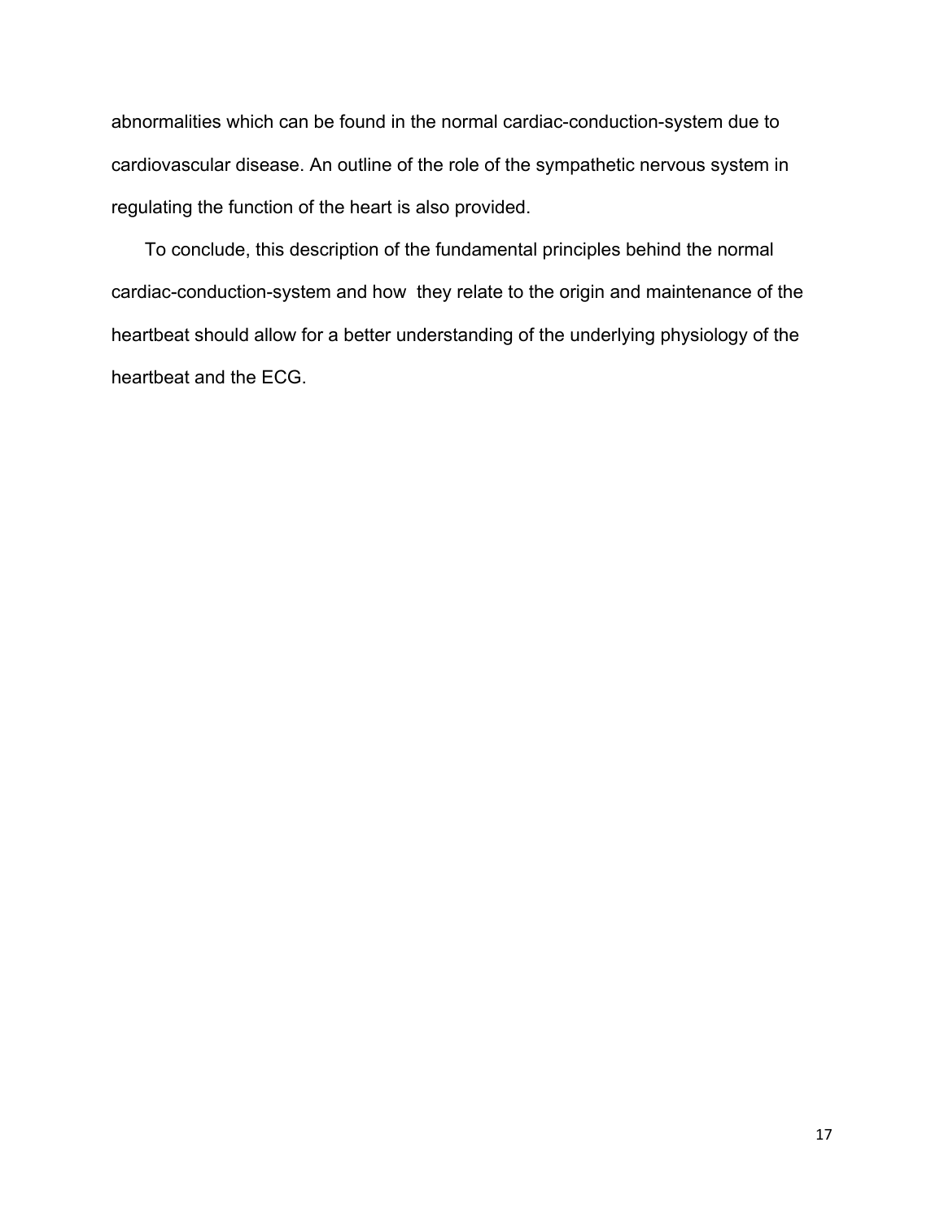abnormalities which can be found in the normal cardiac-conduction-system due to cardiovascular disease. An outline of the role of the sympathetic nervous system in regulating the function of the heart is also provided.

To conclude, this description of the fundamental principles behind the normal cardiac-conduction-system and how they relate to the origin and maintenance of the heartbeat should allow for a better understanding of the underlying physiology of the heartbeat and the ECG.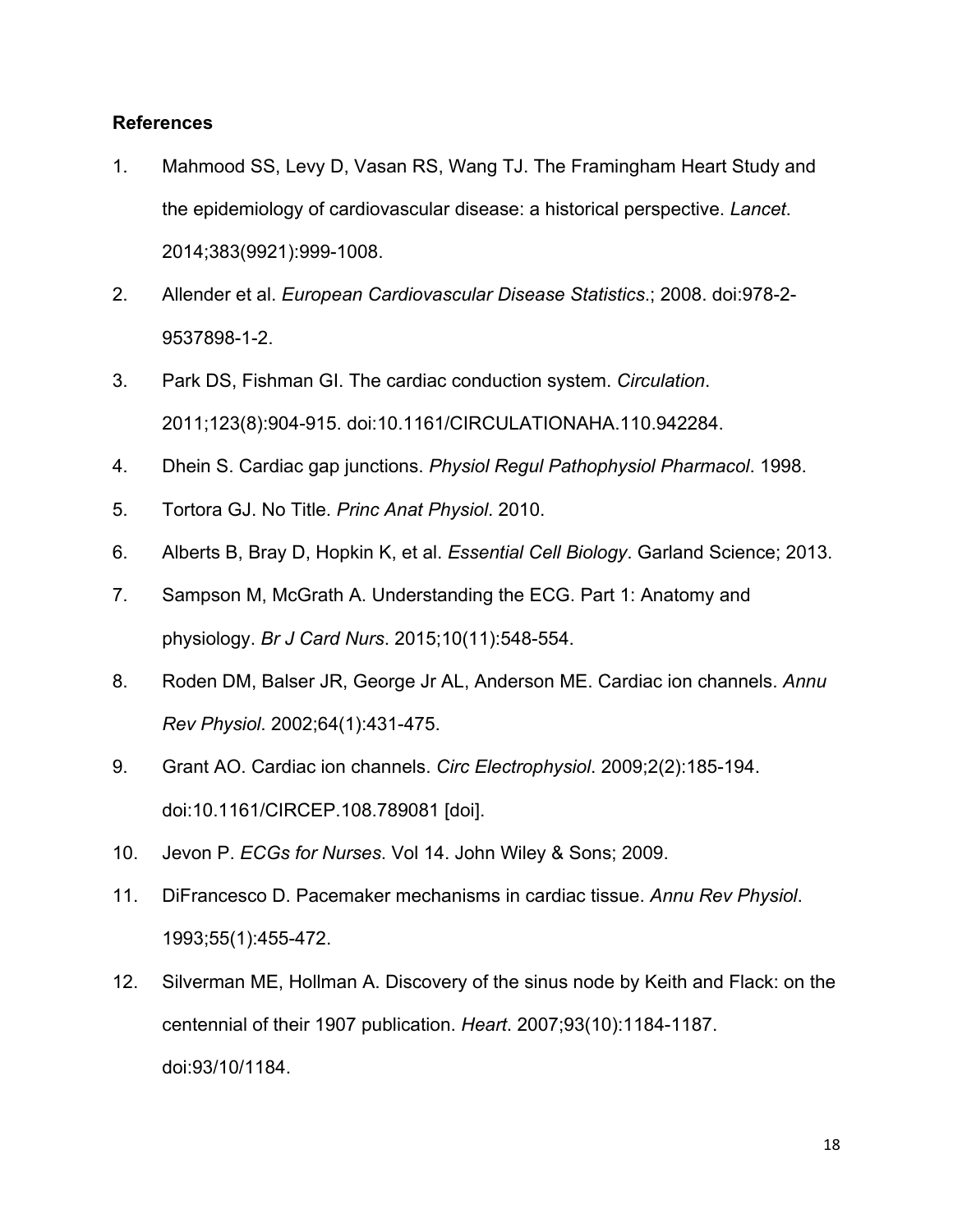**References**

1. Mahmood SS, Levy D, Vasan RS, Wang TJ. The Framingham Heart Study and the epidemiology of cardiovascular disease: a historical perspective. *Lancet*. 2014;383(9921):999-1008.
2. Allender et al. *European Cardiovascular Disease Statistics*.; 2008. doi:978-2-9537898-1-2.
3. Park DS, Fishman GI. The cardiac conduction system. *Circulation*. 2011;123(8):904-915. doi:10.1161/CIRCULATIONAHA.110.942284.
4. Dhein S. Cardiac gap junctions. *Physiol Regul Pathophysiol Pharmacol*. 1998.
5. Tortora GJ. No Title. *Princ Anat Physiol*. 2010.
6. Alberts B, Bray D, Hopkin K, et al. *Essential Cell Biology*. Garland Science; 2013.
7. Sampson M, McGrath A. Understanding the ECG. Part 1: Anatomy and physiology. *Br J Card Nurs*. 2015;10(11):548-554.
8. Roden DM, Balser JR, George Jr AL, Anderson ME. Cardiac ion channels. *Annu Rev Physiol*. 2002;64(1):431-475.
9. Grant AO. Cardiac ion channels. *Circ Electrophysiol*. 2009;2(2):185-194. doi:10.1161/CIRCEP.108.789081 [doi].
10. Jevon P. *ECGs for Nurses*. Vol 14. John Wiley & Sons; 2009.
11. DiFrancesco D. Pacemaker mechanisms in cardiac tissue. *Annu Rev Physiol*. 1993;55(1):455-472.
12. Silverman ME, Hollman A. Discovery of the sinus node by Keith and Flack: on the centennial of their 1907 publication. *Heart*. 2007;93(10):1184-1187. doi:93/10/1184.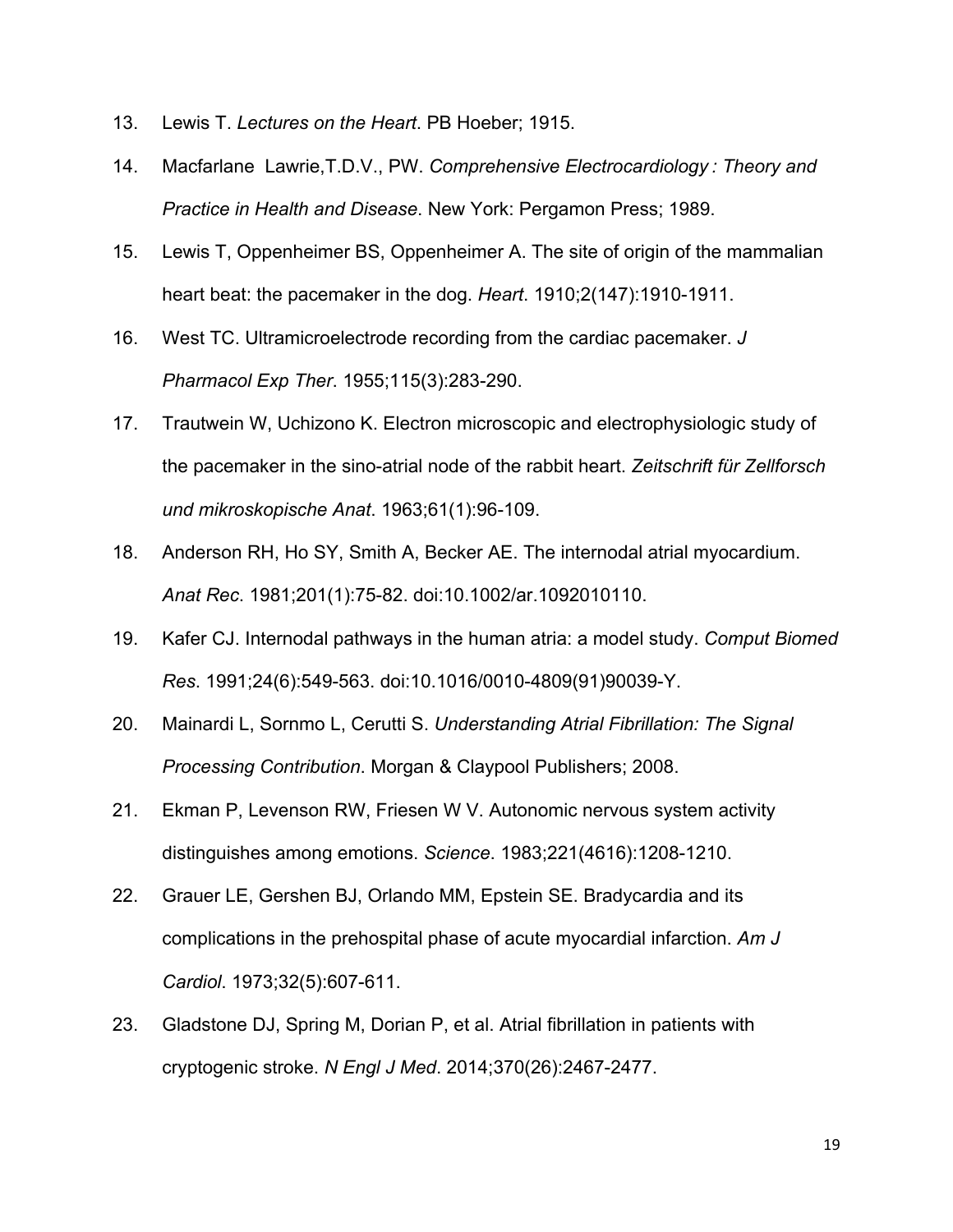13. Lewis T. *Lectures on the Heart*. PB Hoeber; 1915.
14. Macfarlane Lawrie,T.D.V., PW. *Comprehensive Electrocardiology : Theory and Practice in Health and Disease*. New York: Pergamon Press; 1989.
15. Lewis T, Oppenheimer BS, Oppenheimer A. The site of origin of the mammalian heart beat: the pacemaker in the dog. *Heart*. 1910;2(147):1910-1911.
16. West TC. Ultramicroelectrode recording from the cardiac pacemaker. *J Pharmacol Exp Ther*. 1955;115(3):283-290.
17. Trautwein W, Uchizono K. Electron microscopic and electrophysiologic study of the pacemaker in the sino-atrial node of the rabbit heart. *Zeitschrift für Zellforsch und mikroskopische Anat*. 1963;61(1):96-109.
18. Anderson RH, Ho SY, Smith A, Becker AE. The internodal atrial myocardium. *Anat Rec*. 1981;201(1):75-82. doi:10.1002/ar.1092010110.
19. Kafer CJ. Internodal pathways in the human atria: a model study. *Comput Biomed Res*. 1991;24(6):549-563. doi:10.1016/0010-4809(91)90039-Y.
20. Mainardi L, Sornmo L, Cerutti S. *Understanding Atrial Fibrillation: The Signal Processing Contribution*. Morgan & Claypool Publishers; 2008.
21. Ekman P, Levenson RW, Friesen W V. Autonomic nervous system activity distinguishes among emotions. *Science*. 1983;221(4616):1208-1210.
22. Grauer LE, Gershen BJ, Orlando MM, Epstein SE. Bradycardia and its complications in the prehospital phase of acute myocardial infarction. *Am J Cardiol*. 1973;32(5):607-611.
23. Gladstone DJ, Spring M, Dorian P, et al. Atrial fibrillation in patients with cryptogenic stroke. *N Engl J Med*. 2014;370(26):2467-2477.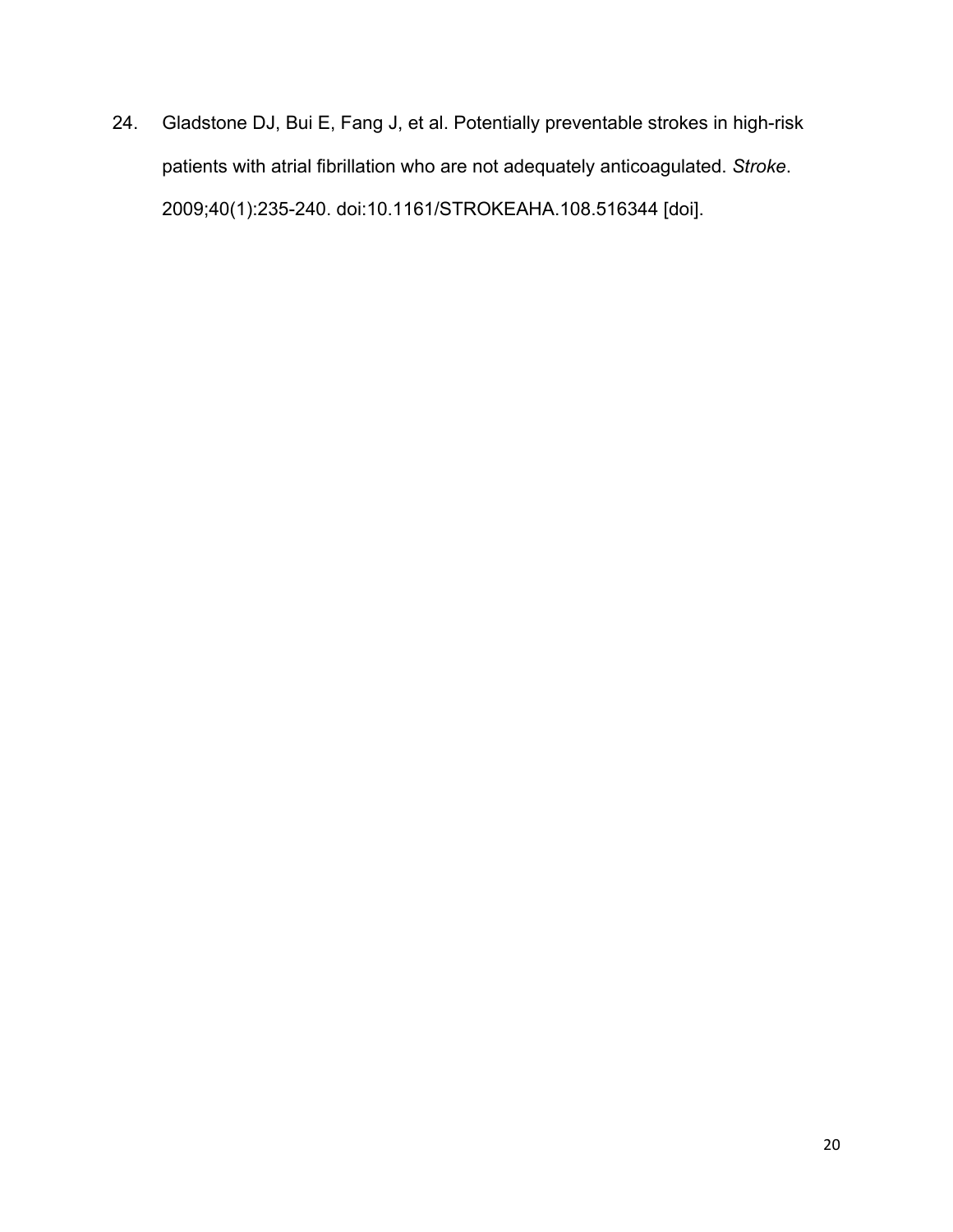24. Gladstone DJ, Bui E, Fang J, et al. Potentially preventable strokes in high-risk patients with atrial fibrillation who are not adequately anticoagulated. *Stroke*. 2009;40(1):235-240. doi:10.1161/STROKEAHA.108.516344 [doi].